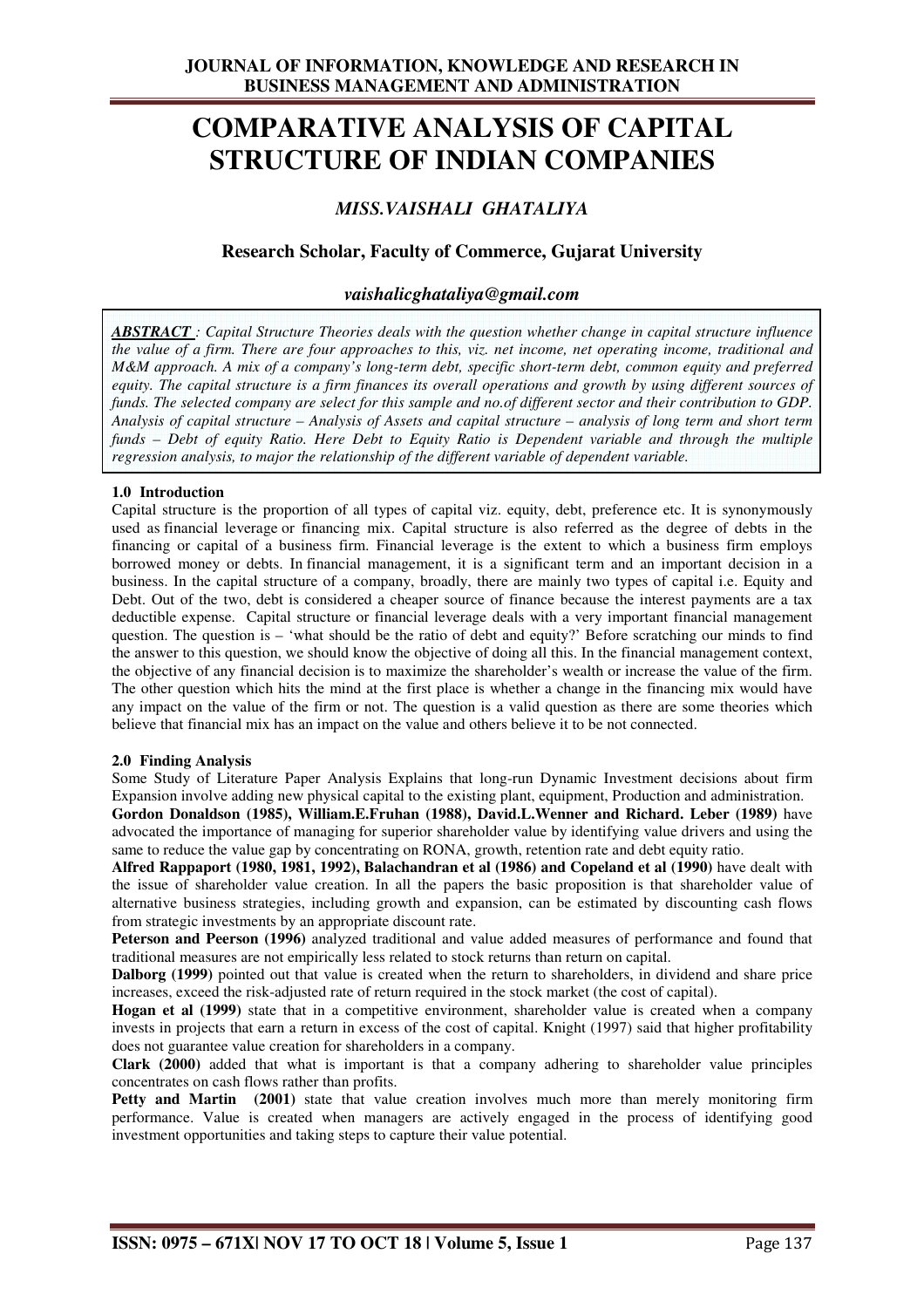# COMPARATIVE ANALYSIS OF CAPITAL STRUCTURE OF INDIAN COMPANIES

### *MISS.VAISHALI GHATALIYA*

### Research Scholar, Faculty of Commerce, Gujarat University

*vaishalicghataliya@gmail.com*

***ABSTRACT** : Capital Structure Theories deals with the question whether change in capital structure influence the value of a firm. There are four approaches to this, viz. net income, net operating income, traditional and M&M approach. A mix of a company's long-term debt, specific short-term debt, common equity and preferred equity. The capital structure is a firm finances its overall operations and growth by using different sources of funds. The selected company are select for this sample and no.of different sector and their contribution to GDP. Analysis of capital structure – Analysis of Assets and capital structure – analysis of long term and short term funds – Debt of equity Ratio. Here Debt to Equity Ratio is Dependent variable and through the multiple regression analysis, to major the relationship of the different variable of dependent variable.*

## 1.0 Introduction

Capital structure is the proportion of all types of capital viz. equity, debt, preference etc. It is synonymously used as financial leverage or financing mix. Capital structure is also referred as the degree of debts in the financing or capital of a business firm. Financial leverage is the extent to which a business firm employs borrowed money or debts. In financial management, it is a significant term and an important decision in a business. In the capital structure of a company, broadly, there are mainly two types of capital i.e. Equity and Debt. Out of the two, debt is considered a cheaper source of finance because the interest payments are a tax deductible expense. Capital structure or financial leverage deals with a very important financial management question. The question is – 'what should be the ratio of debt and equity?' Before scratching our minds to find the answer to this question, we should know the objective of doing all this. In the financial management context, the objective of any financial decision is to maximize the shareholder's wealth or increase the value of the firm. The other question which hits the mind at the first place is whether a change in the financing mix would have any impact on the value of the firm or not. The question is a valid question as there are some theories which believe that financial mix has an impact on the value and others believe it to be not connected.

## 2.0 Finding Analysis

Some Study of Literature Paper Analysis Explains that long-run Dynamic Investment decisions about firm Expansion involve adding new physical capital to the existing plant, equipment, Production and administration.

**Gordon Donaldson (1985), William.E.Fruhan (1988), David.L.Wenner and Richard. Leber (1989)** have advocated the importance of managing for superior shareholder value by identifying value drivers and using the same to reduce the value gap by concentrating on RONA, growth, retention rate and debt equity ratio.

**Alfred Rappaport (1980, 1981, 1992), Balachandran et al (1986) and Copeland et al (1990)** have dealt with the issue of shareholder value creation. In all the papers the basic proposition is that shareholder value of alternative business strategies, including growth and expansion, can be estimated by discounting cash flows from strategic investments by an appropriate discount rate.

**Peterson and Peerson (1996)** analyzed traditional and value added measures of performance and found that traditional measures are not empirically less related to stock returns than return on capital.

**Dalborg (1999)** pointed out that value is created when the return to shareholders, in dividend and share price increases, exceed the risk-adjusted rate of return required in the stock market (the cost of capital).

**Hogan et al (1999)** state that in a competitive environment, shareholder value is created when a company invests in projects that earn a return in excess of the cost of capital. Knight (1997) said that higher profitability does not guarantee value creation for shareholders in a company.

**Clark (2000)** added that what is important is that a company adhering to shareholder value principles concentrates on cash flows rather than profits.

**Petty and Martin (2001)** state that value creation involves much more than merely monitoring firm performance. Value is created when managers are actively engaged in the process of identifying good investment opportunities and taking steps to capture their value potential.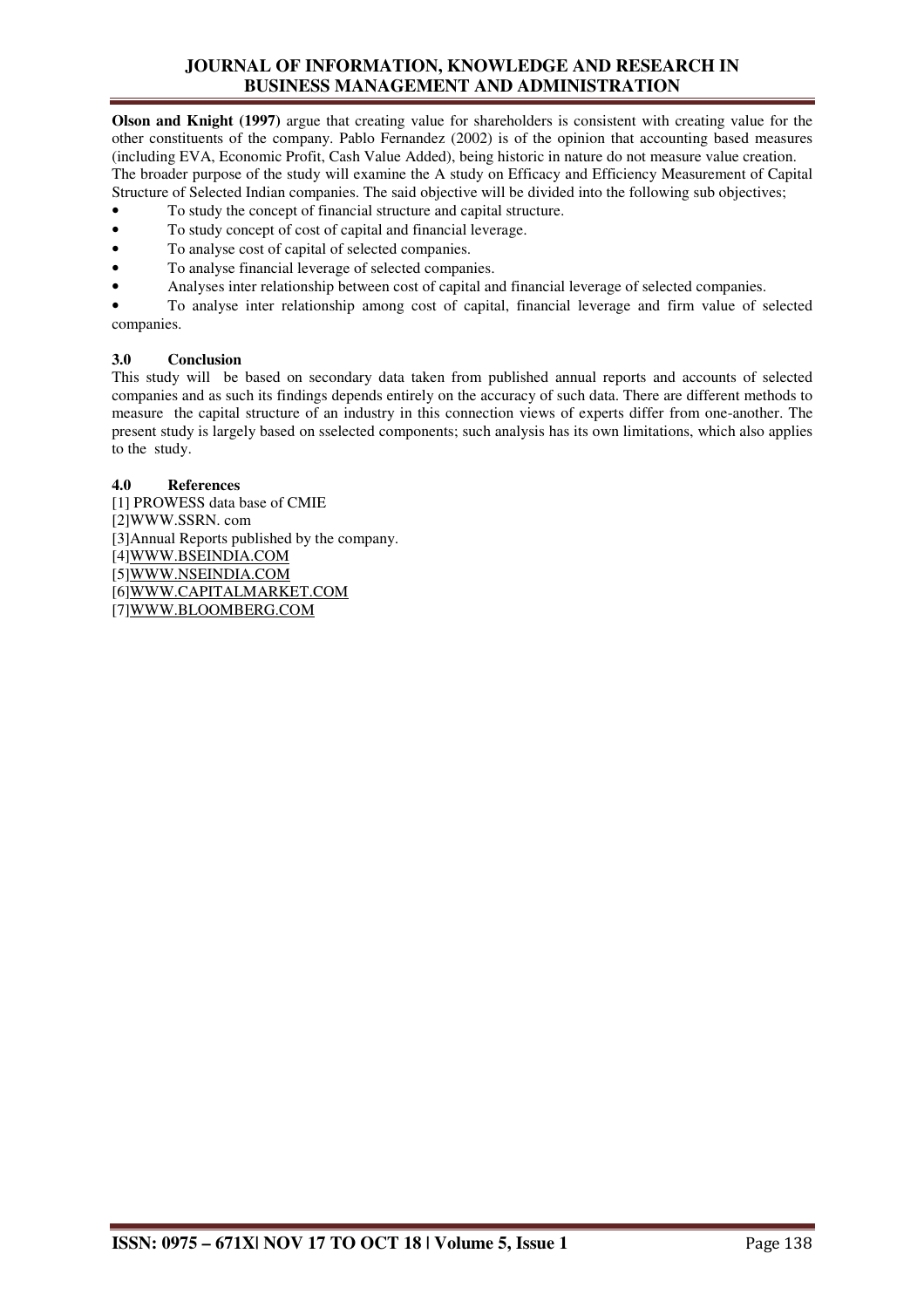**Olson and Knight (1997)** argue that creating value for shareholders is consistent with creating value for the other constituents of the company. Pablo Fernandez (2002) is of the opinion that accounting based measures (including EVA, Economic Profit, Cash Value Added), being historic in nature do not measure value creation.
The broader purpose of the study will examine the A study on Efficacy and Efficiency Measurement of Capital Structure of Selected Indian companies. The said objective will be divided into the following sub objectives;

- To study the concept of financial structure and capital structure.
- To study concept of cost of capital and financial leverage.
- To analyse cost of capital of selected companies.
- To analyse financial leverage of selected companies.
- Analyses inter relationship between cost of capital and financial leverage of selected companies.
- To analyse inter relationship among cost of capital, financial leverage and firm value of selected companies.

## 3.0 Conclusion

This study will be based on secondary data taken from published annual reports and accounts of selected companies and as such its findings depends entirely on the accuracy of such data. There are different methods to measure the capital structure of an industry in this connection views of experts differ from one-another. The present study is largely based on sselected components; such analysis has its own limitations, which also applies to the study.

## 4.0 References

[1] PROWESS data base of CMIE
[2]WWW.SSRN. com
[3]Annual Reports published by the company.
[4]WWW.BSEINDIA.COM
[5]WWW.NSEINDIA.COM
[6]WWW.CAPITALMARKET.COM
[7]WWW.BLOOMBERG.COM